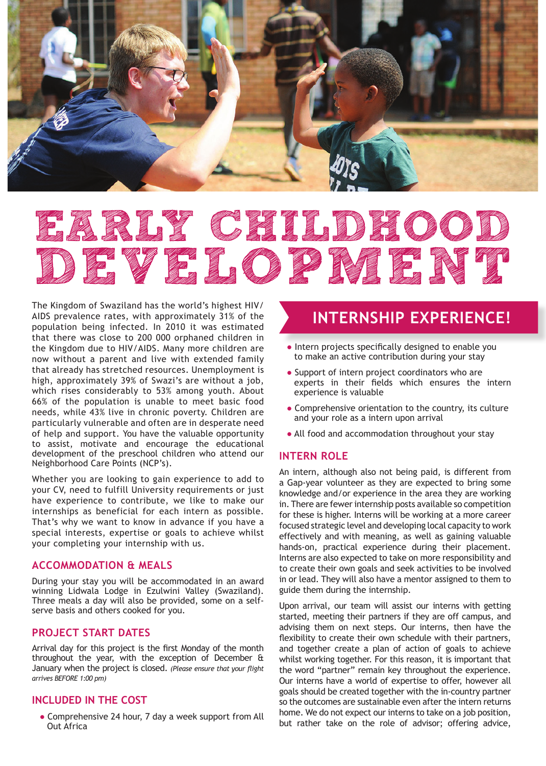# EARLY CHILDHOOD DEVELOPMENT

The Kingdom of Swaziland has the world's highest HIV/AIDS prevalence rates, with approximately 31% of the population being infected. In 2010 it was estimated that there was close to 200 000 orphaned children in the Kingdom due to HIV/AIDS. Many more children are now without a parent and live with extended family that already has stretched resources. Unemployment is high, approximately 39% of Swazi's are without a job, which rises considerably to 53% among youth. About 66% of the population is unable to meet basic food needs, while 43% live in chronic poverty. Children are particularly vulnerable and often are in desperate need of help and support. You have the valuable opportunity to assist, motivate and encourage the educational development of the preschool children who attend our Neighborhood Care Points (NCP's).

Whether you are looking to gain experience to add to your CV, need to fulfill University requirements or just have experience to contribute, we like to make our internships as beneficial for each intern as possible. That's why we want to know in advance if you have a special interests, expertise or goals to achieve whilst your completing your internship with us.

## ACCOMMODATION & MEALS

During your stay you will be accommodated in an award winning Lidwala Lodge in Ezulwini Valley (Swaziland). Three meals a day will also be provided, some on a self-serve basis and others cooked for you.

## PROJECT START DATES

Arrival day for this project is the first Monday of the month throughout the year, with the exception of December & January when the project is closed. *(Please ensure that your flight arrives BEFORE 1:00 pm)*

## INCLUDED IN THE COST

- Comprehensive 24 hour, 7 day a week support from All Out Africa
- Intern projects specifically designed to enable you to make an active contribution during your stay
- Support of intern project coordinators who are experts in their fields which ensures the intern experience is valuable
- Comprehensive orientation to the country, its culture and your role as a intern upon arrival
- All food and accommodation throughout your stay

## INTERNSHIP EXPERIENCE!

## INTERN ROLE

An intern, although also not being paid, is different from a Gap-year volunteer as they are expected to bring some knowledge and/or experience in the area they are working in. There are fewer internship posts available so competition for these is higher. Interns will be working at a more career focused strategic level and developing local capacity to work effectively and with meaning, as well as gaining valuable hands-on, practical experience during their placement. Interns are also expected to take on more responsibility and to create their own goals and seek activities to be involved in or lead. They will also have a mentor assigned to them to guide them during the internship.

Upon arrival, our team will assist our interns with getting started, meeting their partners if they are off campus, and advising them on next steps. Our interns, then have the flexibility to create their own schedule with their partners, and together create a plan of action of goals to achieve whilst working together. For this reason, it is important that the word "partner" remain key throughout the experience. Our interns have a world of expertise to offer, however all goals should be created together with the in-country partner so the outcomes are sustainable even after the intern returns home. We do not expect our interns to take on a job position, but rather take on the role of advisor; offering advice,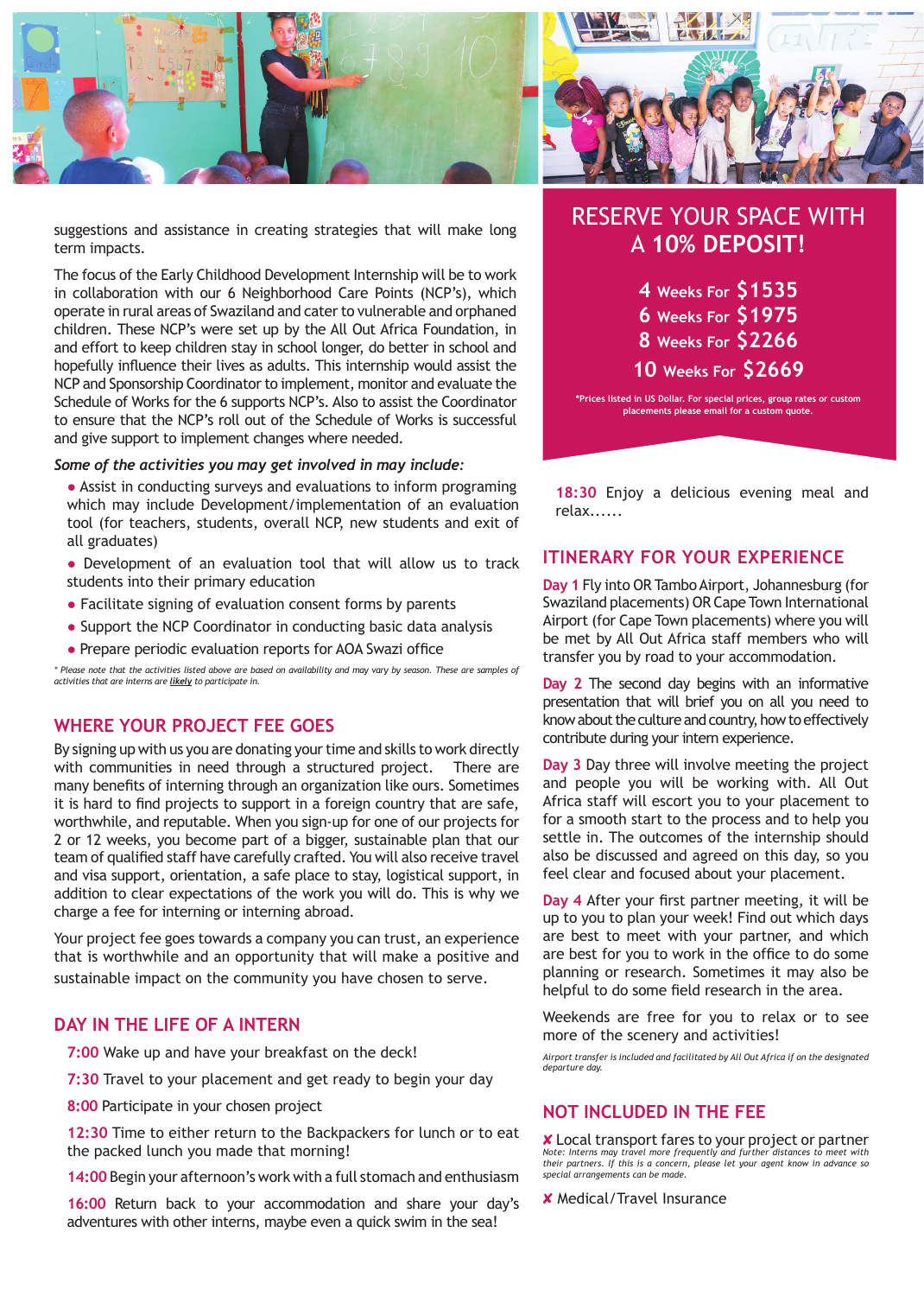suggestions and assistance in creating strategies that will make long term impacts.

The focus of the Early Childhood Development Internship will be to work in collaboration with our 6 Neighborhood Care Points (NCP's), which operate in rural areas of Swaziland and cater to vulnerable and orphaned children. These NCP's were set up by the All Out Africa Foundation, in and effort to keep children stay in school longer, do better in school and hopefully influence their lives as adults. This internship would assist the NCP and Sponsorship Coordinator to implement, monitor and evaluate the Schedule of Works for the 6 supports NCP's. Also to assist the Coordinator to ensure that the NCP's roll out of the Schedule of Works is successful and give support to implement changes where needed.

***Some of the activities you may get involved in may include:***

- Assist in conducting surveys and evaluations to inform programing which may include Development/implementation of an evaluation tool (for teachers, students, overall NCP, new students and exit of all graduates)
- Development of an evaluation tool that will allow us to track students into their primary education
- Facilitate signing of evaluation consent forms by parents
- Support the NCP Coordinator in conducting basic data analysis
- Prepare periodic evaluation reports for AOA Swazi office

*\* Please note that the activities listed above are based on availability and may vary by season. These are samples of activities that are interns are **likely** to participate in.*

## WHERE YOUR PROJECT FEE GOES

By signing up with us you are donating your time and skills to work directly with communities in need through a structured project. There are many benefits of interning through an organization like ours. Sometimes it is hard to find projects to support in a foreign country that are safe, worthwhile, and reputable. When you sign-up for one of our projects for 2 or 12 weeks, you become part of a bigger, sustainable plan that our team of qualified staff have carefully crafted. You will also receive travel and visa support, orientation, a safe place to stay, logistical support, in addition to clear expectations of the work you will do. This is why we charge a fee for interning or interning abroad.

Your project fee goes towards a company you can trust, an experience that is worthwhile and an opportunity that will make a positive and sustainable impact on the community you have chosen to serve.

## DAY IN THE LIFE OF A INTERN

**7:00** Wake up and have your breakfast on the deck!

**7:30** Travel to your placement and get ready to begin your day

**8:00** Participate in your chosen project

**12:30** Time to either return to the Backpackers for lunch or to eat the packed lunch you made that morning!

**14:00** Begin your afternoon's work with a full stomach and enthusiasm

**16:00** Return back to your accommodation and share your day's adventures with other interns, maybe even a quick swim in the sea!

**18:30** Enjoy a delicious evening meal and relax......

## RESERVE YOUR SPACE WITH A 10% DEPOSIT!

**4** Weeks For **$1535**
**6** Weeks For **$1975**
**8** Weeks For **$2266**
**10** Weeks For **$2669**

*Prices listed in US Dollar. For special prices, group rates or custom placements please email for a custom quote.

## ITINERARY FOR YOUR EXPERIENCE

**Day 1** Fly into OR Tambo Airport, Johannesburg (for Swaziland placements) OR Cape Town International Airport (for Cape Town placements) where you will be met by All Out Africa staff members who will transfer you by road to your accommodation.

**Day 2** The second day begins with an informative presentation that will brief you on all you need to know about the culture and country, how to effectively contribute during your intern experience.

**Day 3** Day three will involve meeting the project and people you will be working with. All Out Africa staff will escort you to your placement to for a smooth start to the process and to help you settle in. The outcomes of the internship should also be discussed and agreed on this day, so you feel clear and focused about your placement.

**Day 4** After your first partner meeting, it will be up to you to plan your week! Find out which days are best to meet with your partner, and which are best for you to work in the office to do some planning or research. Sometimes it may also be helpful to do some field research in the area.

Weekends are free for you to relax or to see more of the scenery and activities!

*Airport transfer is included and facilitated by All Out Africa if on the designated departure day.*

## NOT INCLUDED IN THE FEE

✘ Local transport fares to your project or partner
*Note: Interns may travel more frequently and further distances to meet with their partners. If this is a concern, please let your agent know in advance so special arrangements can be made.*

✘ Medical/Travel Insurance